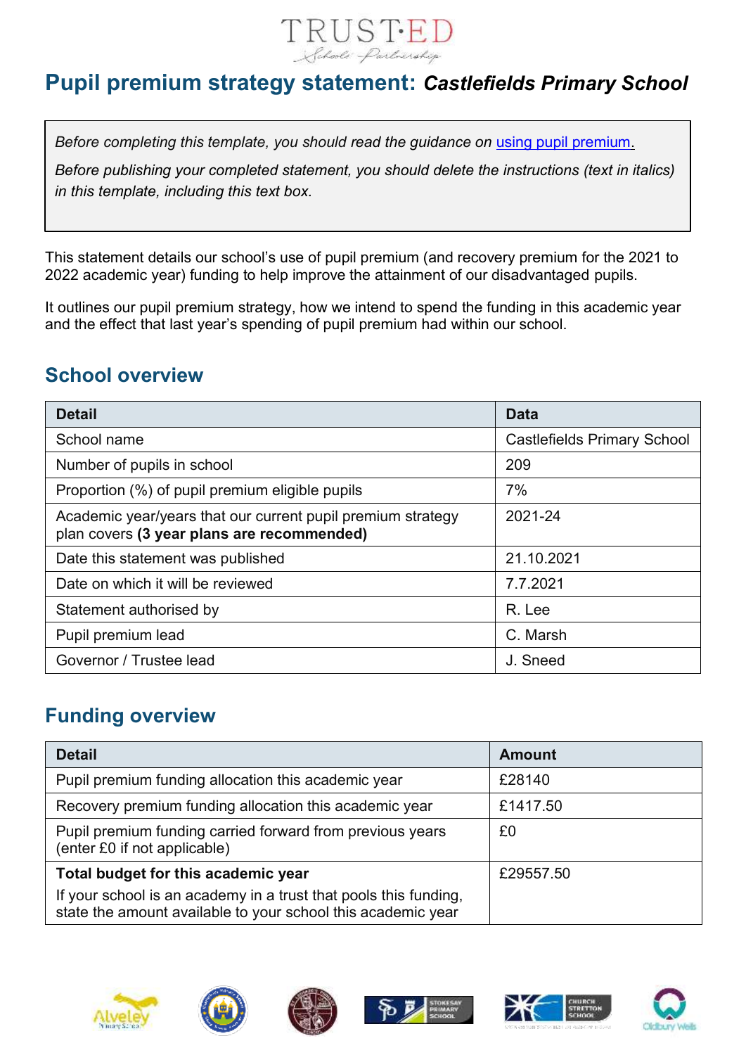# Pupil premium strategy statement: *Castlefields Primary School*

*Before completing this template, you should read the guidance on using pupil premium.*

*Before publishing your completed statement, you should delete the instructions (text in italics) in this template, including this text box.*

This statement details our school's use of pupil premium (and recovery premium for the 2021 to 2022 academic year) funding to help improve the attainment of our disadvantaged pupils.

It outlines our pupil premium strategy, how we intend to spend the funding in this academic year and the effect that last year's spending of pupil premium had within our school.

## School overview

| Detail | Data |
|---|---|
| School name | Castlefields Primary School |
| Number of pupils in school | 209 |
| Proportion (%) of pupil premium eligible pupils | 7% |
| Academic year/years that our current pupil premium strategy plan covers **(3 year plans are recommended)** | 2021-24 |
| Date this statement was published | 21.10.2021 |
| Date on which it will be reviewed | 7.7.2021 |
| Statement authorised by | R. Lee |
| Pupil premium lead | C. Marsh |
| Governor / Trustee lead | J. Sneed |

## Funding overview

| Detail | Amount |
|---|---|
| Pupil premium funding allocation this academic year | £28140 |
| Recovery premium funding allocation this academic year | £1417.50 |
| Pupil premium funding carried forward from previous years (enter £0 if not applicable) | £0 |
| **Total budget for this academic year** If your school is an academy in a trust that pools this funding, state the amount available to your school this academic year | £29557.50 |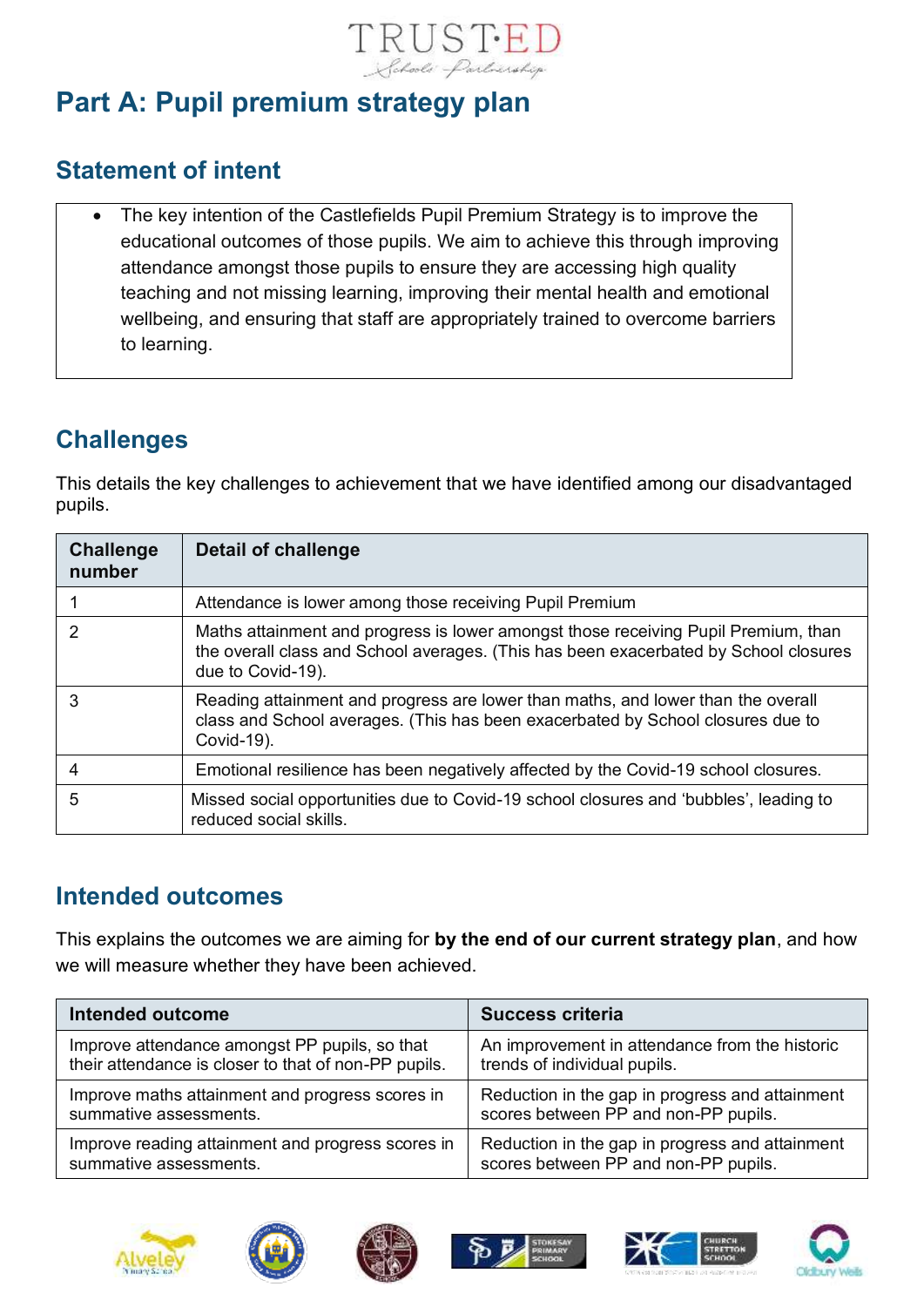# Part A: Pupil premium strategy plan

## Statement of intent

- The key intention of the Castlefields Pupil Premium Strategy is to improve the educational outcomes of those pupils. We aim to achieve this through improving attendance amongst those pupils to ensure they are accessing high quality teaching and not missing learning, improving their mental health and emotional wellbeing, and ensuring that staff are appropriately trained to overcome barriers to learning.

## Challenges

This details the key challenges to achievement that we have identified among our disadvantaged pupils.

| Challenge number | Detail of challenge |
|---|---|
| 1 | Attendance is lower among those receiving Pupil Premium |
| 2 | Maths attainment and progress is lower amongst those receiving Pupil Premium, than the overall class and School averages. (This has been exacerbated by School closures due to Covid-19). |
| 3 | Reading attainment and progress are lower than maths, and lower than the overall class and School averages. (This has been exacerbated by School closures due to Covid-19). |
| 4 | Emotional resilience has been negatively affected by the Covid-19 school closures. |
| 5 | Missed social opportunities due to Covid-19 school closures and 'bubbles', leading to reduced social skills. |

## Intended outcomes

This explains the outcomes we are aiming for **by the end of our current strategy plan**, and how we will measure whether they have been achieved.

| Intended outcome | Success criteria |
|---|---|
| Improve attendance amongst PP pupils, so that their attendance is closer to that of non-PP pupils. | An improvement in attendance from the historic trends of individual pupils. |
| Improve maths attainment and progress scores in summative assessments. | Reduction in the gap in progress and attainment scores between PP and non-PP pupils. |
| Improve reading attainment and progress scores in summative assessments. | Reduction in the gap in progress and attainment scores between PP and non-PP pupils. |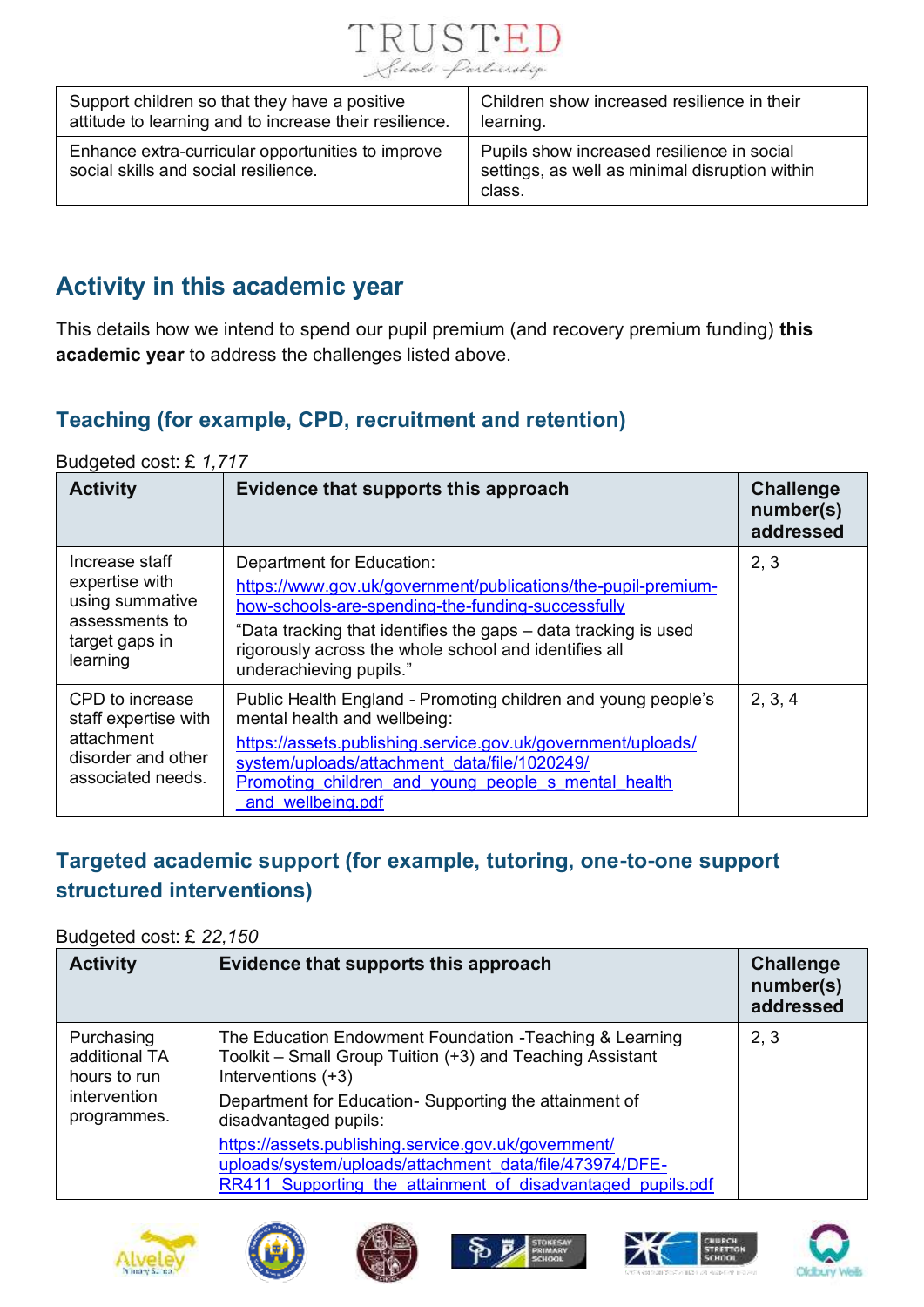| Support children so that they have a positive attitude to learning and to increase their resilience. | Children show increased resilience in their learning. |
|---|---|
| Enhance extra-curricular opportunities to improve social skills and social resilience. | Pupils show increased resilience in social settings, as well as minimal disruption within class. |

## Activity in this academic year

This details how we intend to spend our pupil premium (and recovery premium funding) **this academic year** to address the challenges listed above.

### Teaching (for example, CPD, recruitment and retention)

Budgeted cost: £ *1,717*

| Activity | Evidence that supports this approach | Challenge number(s) addressed |
|---|---|---|
| Increase staff expertise with using summative assessments to target gaps in learning | Department for Education: https://www.gov.uk/government/publications/the-pupil-premium-how-schools-are-spending-the-funding-successfully<br>"Data tracking that identifies the gaps – data tracking is used rigorously across the whole school and identifies all underachieving pupils." | 2, 3 |
| CPD to increase staff expertise with attachment disorder and other associated needs. | Public Health England - Promoting children and young people's mental health and wellbeing:<br>https://assets.publishing.service.gov.uk/government/uploads/system/uploads/attachment_data/file/1020249/Promoting_children_and_young_people_s_mental_health_and_wellbeing.pdf | 2, 3, 4 |

### Targeted academic support (for example, tutoring, one-to-one support structured interventions)

Budgeted cost: £ *22,150*

| Activity | Evidence that supports this approach | Challenge number(s) addressed |
|---|---|---|
| Purchasing additional TA hours to run intervention programmes. | The Education Endowment Foundation -Teaching & Learning Toolkit – Small Group Tuition (+3) and Teaching Assistant Interventions (+3)<br>Department for Education- Supporting the attainment of disadvantaged pupils:<br>https://assets.publishing.service.gov.uk/government/uploads/system/uploads/attachment_data/file/473974/DFE-RR411_Supporting_the_attainment_of_disadvantaged_pupils.pdf | 2, 3 |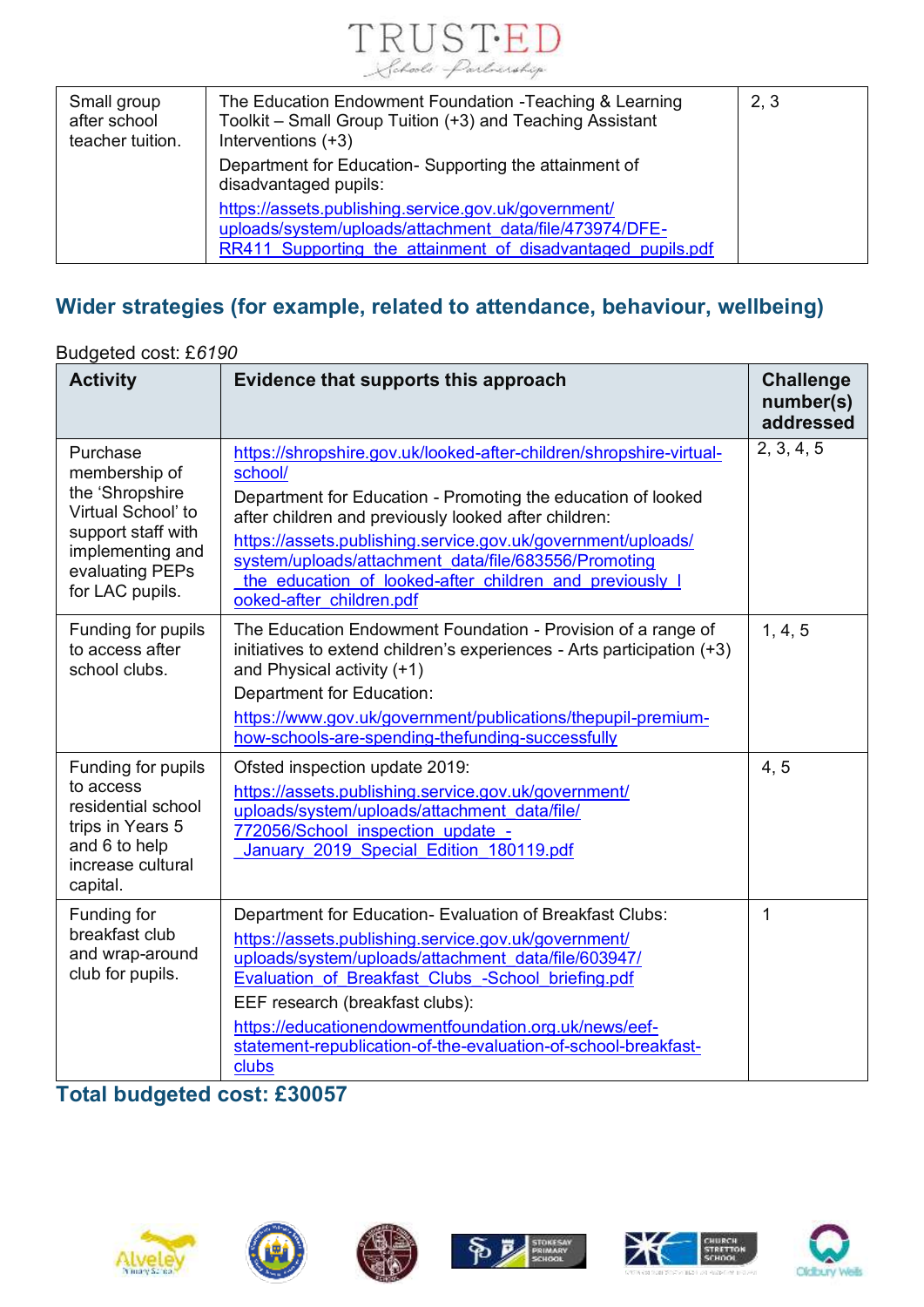| Small group after school teacher tuition. | The Education Endowment Foundation -Teaching & Learning Toolkit – Small Group Tuition (+3) and Teaching Assistant Interventions (+3)<br><br>Department for Education- Supporting the attainment of disadvantaged pupils:<br><br>https://assets.publishing.service.gov.uk/government/uploads/system/uploads/attachment_data/file/473974/DFE-RR411_Supporting_the_attainment_of_disadvantaged_pupils.pdf | 2, 3 |
|---|---|---|

## Wider strategies (for example, related to attendance, behaviour, wellbeing)

Budgeted cost: £*6190*

| Activity | Evidence that supports this approach | Challenge number(s) addressed |
|---|---|---|
| Purchase membership of the 'Shropshire Virtual School' to support staff with implementing and evaluating PEPs for LAC pupils. | https://shropshire.gov.uk/looked-after-children/shropshire-virtual-school/<br><br>Department for Education - Promoting the education of looked after children and previously looked after children:<br><br>https://assets.publishing.service.gov.uk/government/uploads/system/uploads/attachment_data/file/683556/Promoting_the_education_of_looked-after_children_and_previously_looked-after_children.pdf | 2, 3, 4, 5 |
| Funding for pupils to access after school clubs. | The Education Endowment Foundation - Provision of a range of initiatives to extend children's experiences - Arts participation (+3) and Physical activity (+1)<br><br>Department for Education:<br><br>https://www.gov.uk/government/publications/thepupil-premium-how-schools-are-spending-thefunding-successfully | 1, 4, 5 |
| Funding for pupils to access residential school trips in Years 5 and 6 to help increase cultural capital. | Ofsted inspection update 2019:<br><br>https://assets.publishing.service.gov.uk/government/uploads/system/uploads/attachment_data/file/772056/School_inspection_update_-_January_2019_Special_Edition_180119.pdf | 4, 5 |
| Funding for breakfast club and wrap-around club for pupils. | Department for Education- Evaluation of Breakfast Clubs:<br><br>https://assets.publishing.service.gov.uk/government/uploads/system/uploads/attachment_data/file/603947/Evaluation_of_Breakfast_Clubs_-School_briefing.pdf<br><br>EEF research (breakfast clubs):<br><br>https://educationendowmentfoundation.org.uk/news/eef-statement-republication-of-the-evaluation-of-school-breakfast-clubs | 1 |

## Total budgeted cost: £30057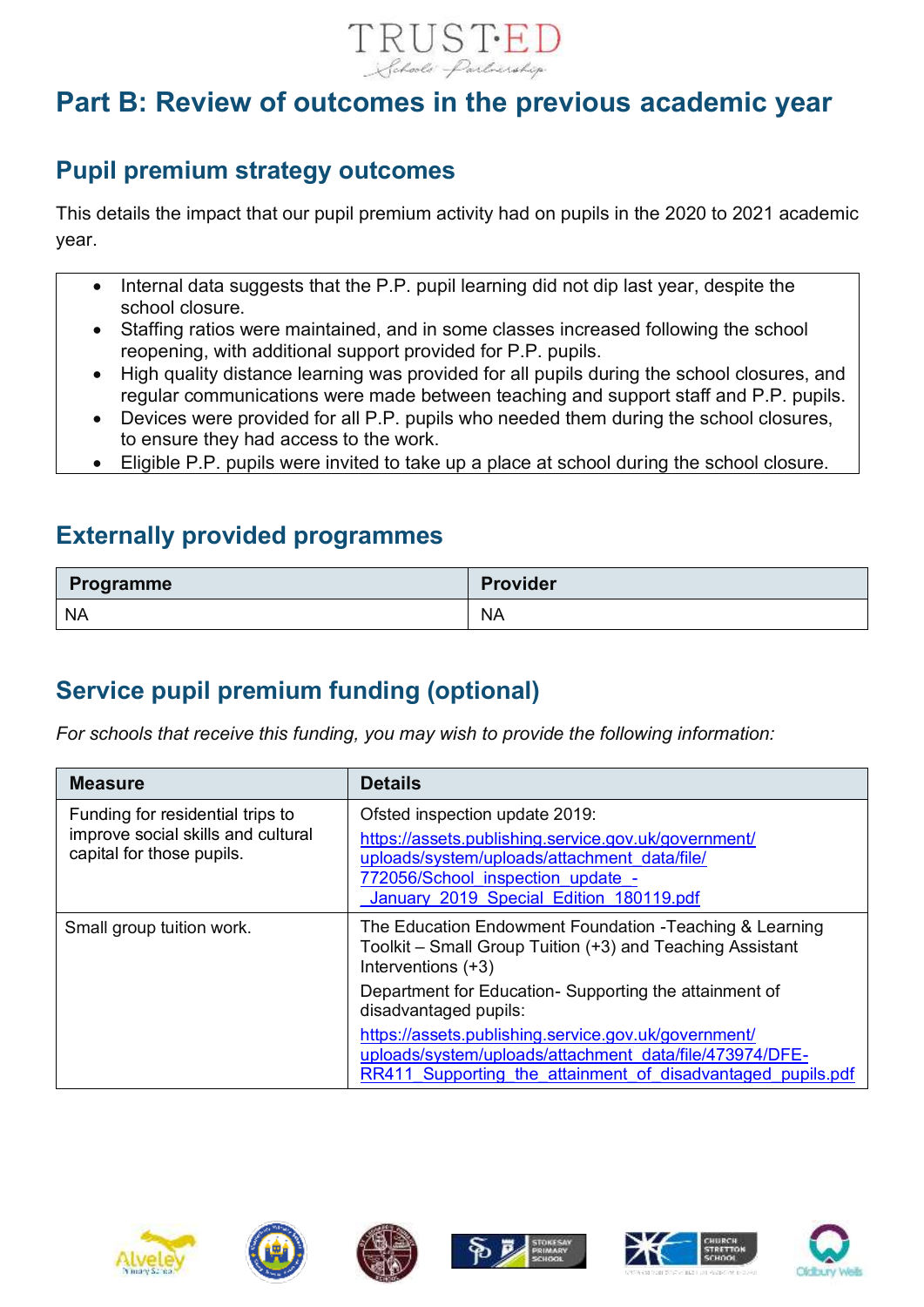# Part B: Review of outcomes in the previous academic year

## Pupil premium strategy outcomes

This details the impact that our pupil premium activity had on pupils in the 2020 to 2021 academic year.

- Internal data suggests that the P.P. pupil learning did not dip last year, despite the school closure.
- Staffing ratios were maintained, and in some classes increased following the school reopening, with additional support provided for P.P. pupils.
- High quality distance learning was provided for all pupils during the school closures, and regular communications were made between teaching and support staff and P.P. pupils.
- Devices were provided for all P.P. pupils who needed them during the school closures, to ensure they had access to the work.
- Eligible P.P. pupils were invited to take up a place at school during the school closure.

## Externally provided programmes

| Programme | Provider |
|---|---|
| NA | NA |

## Service pupil premium funding (optional)

*For schools that receive this funding, you may wish to provide the following information:*

| Measure | Details |
|---|---|
| Funding for residential trips to improve social skills and cultural capital for those pupils. | Ofsted inspection update 2019: https://assets.publishing.service.gov.uk/government/uploads/system/uploads/attachment_data/file/772056/School_inspection_update_-_January_2019_Special_Edition_180119.pdf |
| Small group tuition work. | The Education Endowment Foundation -Teaching & Learning Toolkit – Small Group Tuition (+3) and Teaching Assistant Interventions (+3)<br>Department for Education- Supporting the attainment of disadvantaged pupils:<br>https://assets.publishing.service.gov.uk/government/uploads/system/uploads/attachment_data/file/473974/DFE-RR411_Supporting_the_attainment_of_disadvantaged_pupils.pdf |